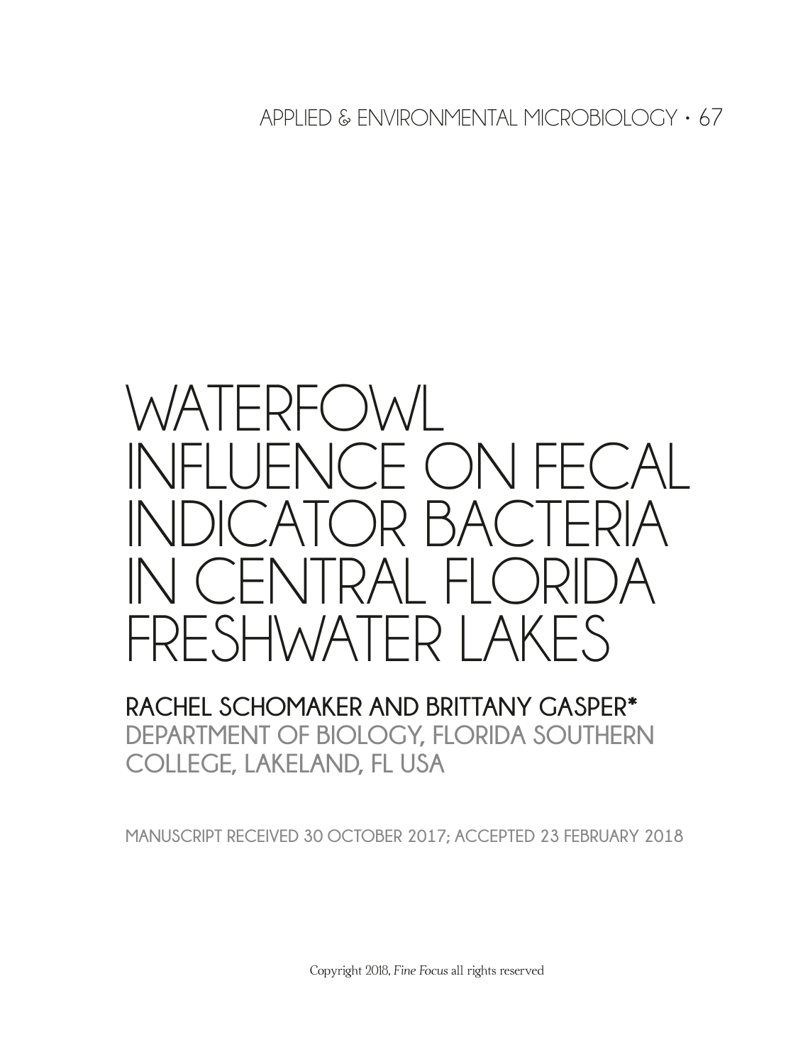# WATERFOWL INFLUENCE ON FECAL INDICATOR BACTERIA IN CENTRAL FLORIDA FRESHWATER LAKES

**RACHEL SCHOMAKER AND BRITTANY GASPER***

DEPARTMENT OF BIOLOGY, FLORIDA SOUTHERN COLLEGE, LAKELAND, FL USA

MANUSCRIPT RECEIVED 30 OCTOBER 2017; ACCEPTED 23 FEBRUARY 2018

Copyright 2018, *Fine Focus* all rights reserved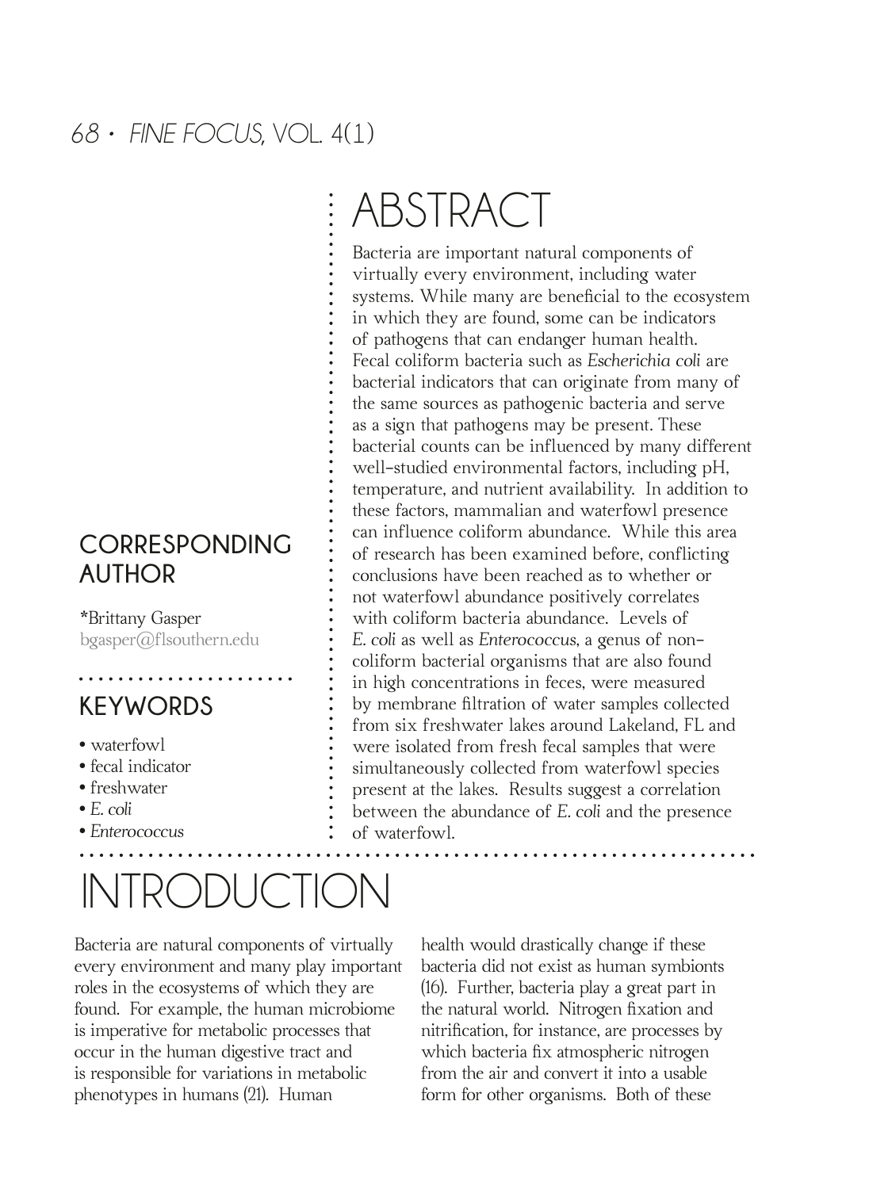## ABSTRACT

Bacteria are important natural components of virtually every environment, including water systems. While many are beneficial to the ecosystem in which they are found, some can be indicators of pathogens that can endanger human health. Fecal coliform bacteria such as *Escherichia coli* are bacterial indicators that can originate from many of the same sources as pathogenic bacteria and serve as a sign that pathogens may be present. These bacterial counts can be influenced by many different well-studied environmental factors, including pH, temperature, and nutrient availability. In addition to these factors, mammalian and waterfowl presence can influence coliform abundance. While this area of research has been examined before, conflicting conclusions have been reached as to whether or not waterfowl abundance positively correlates with coliform bacteria abundance. Levels of *E. coli* as well as *Enterococcus*, a genus of non-coliform bacterial organisms that are also found in high concentrations in feces, were measured by membrane filtration of water samples collected from six freshwater lakes around Lakeland, FL and were isolated from fresh fecal samples that were simultaneously collected from waterfowl species present at the lakes. Results suggest a correlation between the abundance of *E. coli* and the presence of waterfowl.

### CORRESPONDING AUTHOR

*Brittany Gasper
bgasper@flsouthern.edu

### KEYWORDS

- waterfowl
- fecal indicator
- freshwater
- *E. coli*
- *Enterococcus*

## INTRODUCTION

Bacteria are natural components of virtually every environment and many play important roles in the ecosystems of which they are found. For example, the human microbiome is imperative for metabolic processes that occur in the human digestive tract and is responsible for variations in metabolic phenotypes in humans (21). Human health would drastically change if these bacteria did not exist as human symbionts (16). Further, bacteria play a great part in the natural world. Nitrogen fixation and nitrification, for instance, are processes by which bacteria fix atmospheric nitrogen from the air and convert it into a usable form for other organisms. Both of these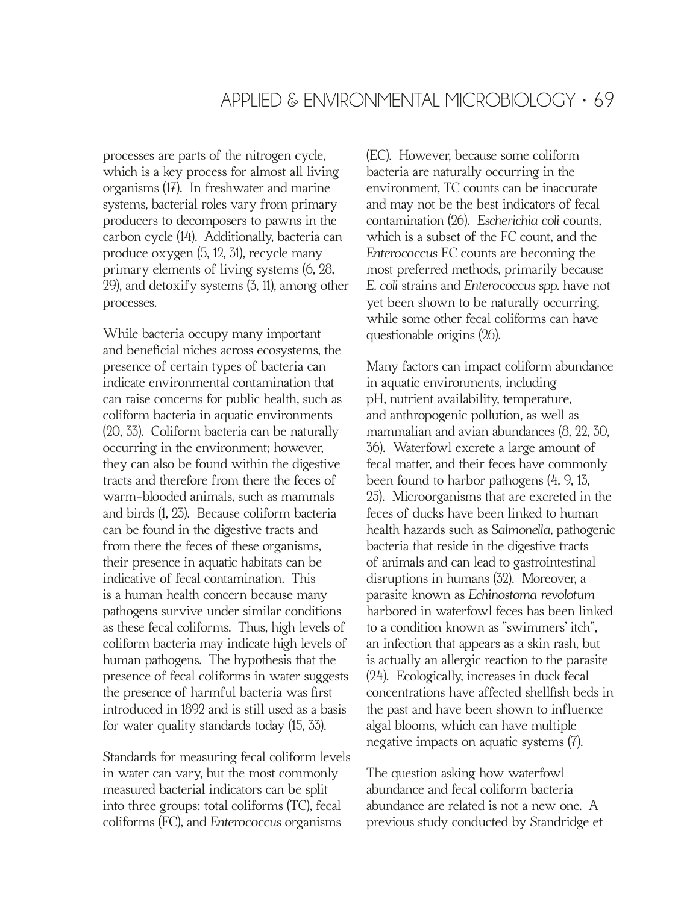processes are parts of the nitrogen cycle, which is a key process for almost all living organisms (17). In freshwater and marine systems, bacterial roles vary from primary producers to decomposers to pawns in the carbon cycle (14). Additionally, bacteria can produce oxygen (5, 12, 31), recycle many primary elements of living systems (6, 28, 29), and detoxify systems (3, 11), among other processes.

While bacteria occupy many important and beneficial niches across ecosystems, the presence of certain types of bacteria can indicate environmental contamination that can raise concerns for public health, such as coliform bacteria in aquatic environments (20, 33). Coliform bacteria can be naturally occurring in the environment; however, they can also be found within the digestive tracts and therefore from there the feces of warm-blooded animals, such as mammals and birds (1, 23). Because coliform bacteria can be found in the digestive tracts and from there the feces of these organisms, their presence in aquatic habitats can be indicative of fecal contamination. This is a human health concern because many pathogens survive under similar conditions as these fecal coliforms. Thus, high levels of coliform bacteria may indicate high levels of human pathogens. The hypothesis that the presence of fecal coliforms in water suggests the presence of harmful bacteria was first introduced in 1892 and is still used as a basis for water quality standards today (15, 33).

Standards for measuring fecal coliform levels in water can vary, but the most commonly measured bacterial indicators can be split into three groups: total coliforms (TC), fecal coliforms (FC), and *Enterococcus* organisms (EC). However, because some coliform bacteria are naturally occurring in the environment, TC counts can be inaccurate and may not be the best indicators of fecal contamination (26). *Escherichia coli* counts, which is a subset of the FC count, and the *Enterococcus* EC counts are becoming the most preferred methods, primarily because *E. coli* strains and *Enterococcus spp.* have not yet been shown to be naturally occurring, while some other fecal coliforms can have questionable origins (26).

Many factors can impact coliform abundance in aquatic environments, including pH, nutrient availability, temperature, and anthropogenic pollution, as well as mammalian and avian abundances (8, 22, 30, 36). Waterfowl excrete a large amount of fecal matter, and their feces have commonly been found to harbor pathogens (4, 9, 13, 25). Microorganisms that are excreted in the feces of ducks have been linked to human health hazards such as *Salmonella*, pathogenic bacteria that reside in the digestive tracts of animals and can lead to gastrointestinal disruptions in humans (32). Moreover, a parasite known as *Echinostoma revolotum* harbored in waterfowl feces has been linked to a condition known as "swimmers' itch", an infection that appears as a skin rash, but is actually an allergic reaction to the parasite (24). Ecologically, increases in duck fecal concentrations have affected shellfish beds in the past and have been shown to influence algal blooms, which can have multiple negative impacts on aquatic systems (7).

The question asking how waterfowl abundance and fecal coliform bacteria abundance are related is not a new one. A previous study conducted by Standridge et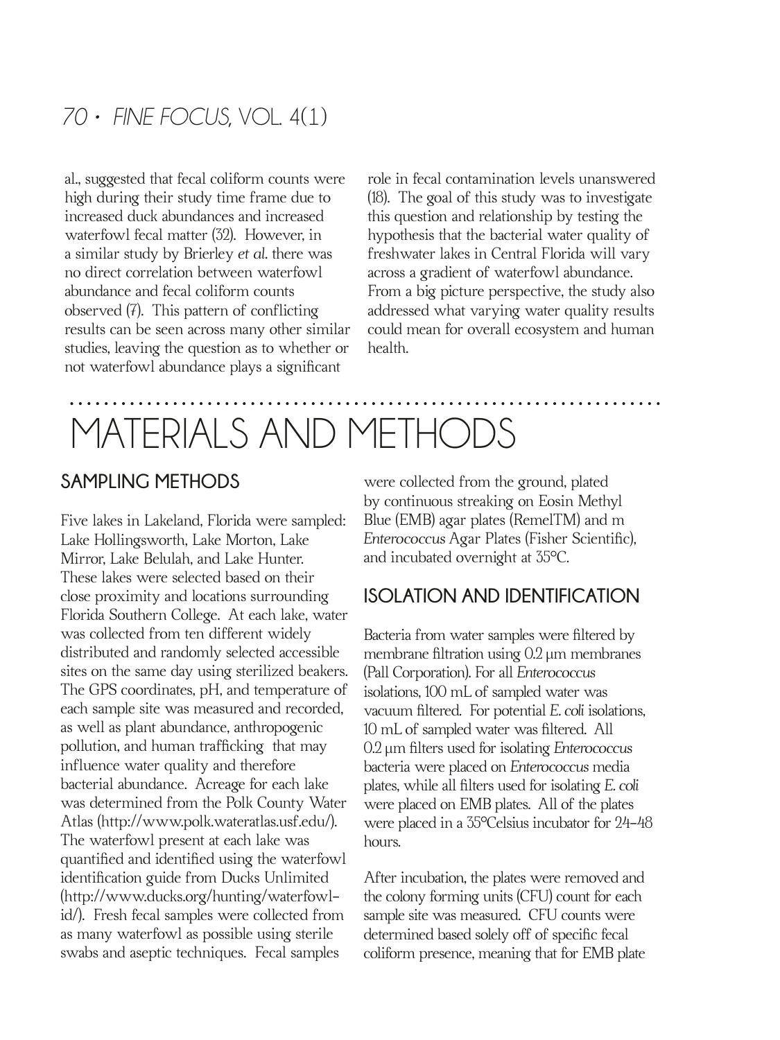al., suggested that fecal coliform counts were high during their study time frame due to increased duck abundances and increased waterfowl fecal matter (32). However, in a similar study by Brierley *et al.* there was no direct correlation between waterfowl abundance and fecal coliform counts observed (7). This pattern of conflicting results can be seen across many other similar studies, leaving the question as to whether or not waterfowl abundance plays a significant role in fecal contamination levels unanswered (18). The goal of this study was to investigate this question and relationship by testing the hypothesis that the bacterial water quality of freshwater lakes in Central Florida will vary across a gradient of waterfowl abundance. From a big picture perspective, the study also addressed what varying water quality results could mean for overall ecosystem and human health.

# MATERIALS AND METHODS

## SAMPLING METHODS

Five lakes in Lakeland, Florida were sampled: Lake Hollingsworth, Lake Morton, Lake Mirror, Lake Belulah, and Lake Hunter. These lakes were selected based on their close proximity and locations surrounding Florida Southern College. At each lake, water was collected from ten different widely distributed and randomly selected accessible sites on the same day using sterilized beakers. The GPS coordinates, pH, and temperature of each sample site was measured and recorded, as well as plant abundance, anthropogenic pollution, and human trafficking that may influence water quality and therefore bacterial abundance. Acreage for each lake was determined from the Polk County Water Atlas (http://www.polk.wateratlas.usf.edu/). The waterfowl present at each lake was quantified and identified using the waterfowl identification guide from Ducks Unlimited (http://www.ducks.org/hunting/waterfowl-id/). Fresh fecal samples were collected from as many waterfowl as possible using sterile swabs and aseptic techniques. Fecal samples were collected from the ground, plated by continuous streaking on Eosin Methyl Blue (EMB) agar plates (RemelTM) and m *Enterococcus* Agar Plates (Fisher Scientific), and incubated overnight at 35°C.

## ISOLATION AND IDENTIFICATION

Bacteria from water samples were filtered by membrane filtration using 0.2 μm membranes (Pall Corporation). For all *Enterococcus* isolations, 100 mL of sampled water was vacuum filtered. For potential *E. coli* isolations, 10 mL of sampled water was filtered. All 0.2 μm filters used for isolating *Enterococcus* bacteria were placed on *Enterococcus* media plates, while all filters used for isolating *E. coli* were placed on EMB plates. All of the plates were placed in a 35°Celsius incubator for 24-48 hours.

After incubation, the plates were removed and the colony forming units (CFU) count for each sample site was measured. CFU counts were determined based solely off of specific fecal coliform presence, meaning that for EMB plate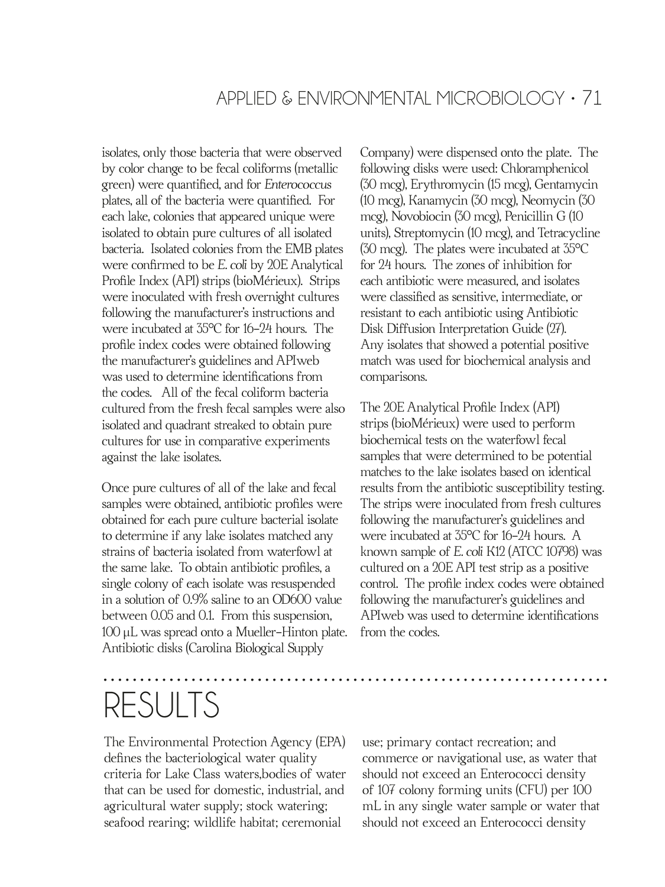isolates, only those bacteria that were observed by color change to be fecal coliforms (metallic green) were quantified, and for *Enterococcus* plates, all of the bacteria were quantified. For each lake, colonies that appeared unique were isolated to obtain pure cultures of all isolated bacteria. Isolated colonies from the EMB plates were confirmed to be *E. coli* by 20E Analytical Profile Index (API) strips (bioMérieux). Strips were inoculated with fresh overnight cultures following the manufacturer's instructions and were incubated at 35°C for 16-24 hours. The profile index codes were obtained following the manufacturer's guidelines and APIweb was used to determine identifications from the codes. All of the fecal coliform bacteria cultured from the fresh fecal samples were also isolated and quadrant streaked to obtain pure cultures for use in comparative experiments against the lake isolates.

Once pure cultures of all of the lake and fecal samples were obtained, antibiotic profiles were obtained for each pure culture bacterial isolate to determine if any lake isolates matched any strains of bacteria isolated from waterfowl at the same lake. To obtain antibiotic profiles, a single colony of each isolate was resuspended in a solution of 0.9% saline to an OD600 value between 0.05 and 0.1. From this suspension, 100 μL was spread onto a Mueller-Hinton plate. Antibiotic disks (Carolina Biological Supply Company) were dispensed onto the plate. The following disks were used: Chloramphenicol (30 mcg), Erythromycin (15 mcg), Gentamycin (10 mcg), Kanamycin (30 mcg), Neomycin (30 mcg), Novobiocin (30 mcg), Penicillin G (10 units), Streptomycin (10 mcg), and Tetracycline (30 mcg). The plates were incubated at 35°C for 24 hours. The zones of inhibition for each antibiotic were measured, and isolates were classified as sensitive, intermediate, or resistant to each antibiotic using Antibiotic Disk Diffusion Interpretation Guide (27). Any isolates that showed a potential positive match was used for biochemical analysis and comparisons.

The 20E Analytical Profile Index (API) strips (bioMérieux) were used to perform biochemical tests on the waterfowl fecal samples that were determined to be potential matches to the lake isolates based on identical results from the antibiotic susceptibility testing. The strips were inoculated from fresh cultures following the manufacturer's guidelines and were incubated at 35°C for 16-24 hours. A known sample of *E. coli* K12 (ATCC 10798) was cultured on a 20E API test strip as a positive control. The profile index codes were obtained following the manufacturer's guidelines and APIweb was used to determine identifications from the codes.

# RESULTS

The Environmental Protection Agency (EPA) defines the bacteriological water quality criteria for Lake Class waters,bodies of water that can be used for domestic, industrial, and agricultural water supply; stock watering; seafood rearing; wildlife habitat; ceremonial use; primary contact recreation; and commerce or navigational use, as water that should not exceed an Enterococci density of 107 colony forming units (CFU) per 100 mL in any single water sample or water that should not exceed an Enterococci density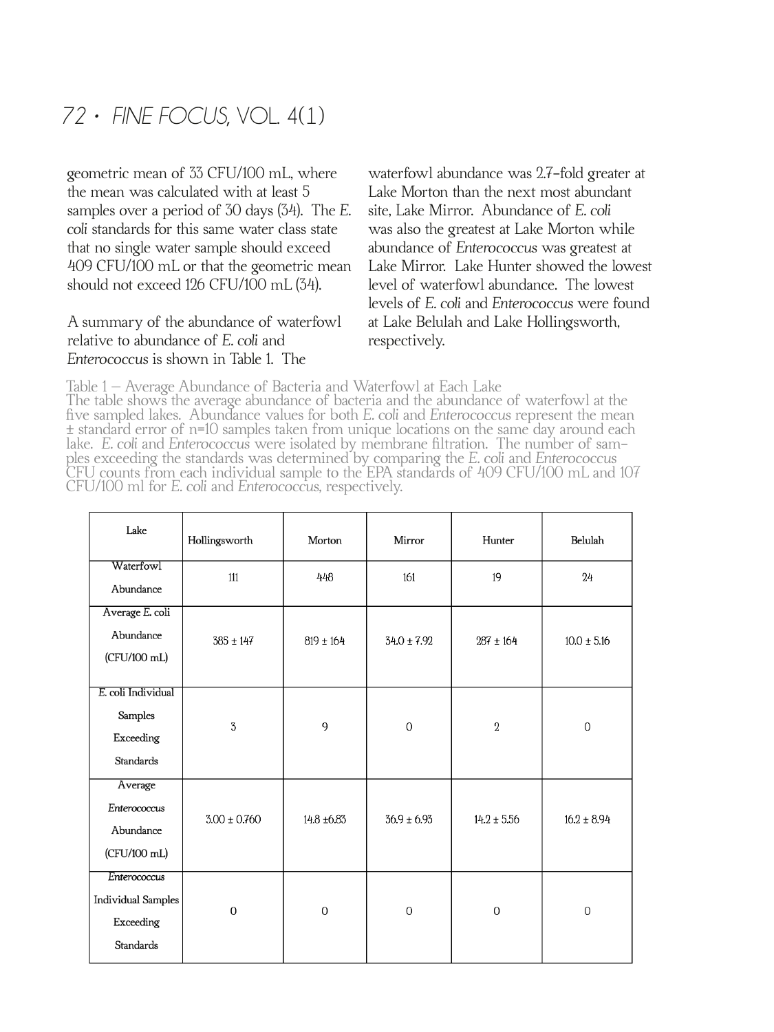geometric mean of 33 CFU/100 mL, where the mean was calculated with at least 5 samples over a period of 30 days (34). The *E. coli* standards for this same water class state that no single water sample should exceed 409 CFU/100 mL or that the geometric mean should not exceed 126 CFU/100 mL (34).

A summary of the abundance of waterfowl relative to abundance of *E. coli* and *Enterococcus* is shown in Table 1. The waterfowl abundance was 2.7-fold greater at Lake Morton than the next most abundant site, Lake Mirror. Abundance of *E. coli* was also the greatest at Lake Morton while abundance of *Enterococcus* was greatest at Lake Mirror. Lake Hunter showed the lowest level of waterfowl abundance. The lowest levels of *E. coli* and *Enterococcus* were found at Lake Belulah and Lake Hollingsworth, respectively.

Table 1 – Average Abundance of Bacteria and Waterfowl at Each Lake
The table shows the average abundance of bacteria and the abundance of waterfowl at the five sampled lakes. Abundance values for both *E. coli* and *Enterococcus* represent the mean ± standard error of n=10 samples taken from unique locations on the same day around each lake. *E. coli* and *Enterococcus* were isolated by membrane filtration. The number of samples exceeding the standards was determined by comparing the *E. coli* and *Enterococcus* CFU counts from each individual sample to the EPA standards of 409 CFU/100 mL and 107 CFU/100 ml for *E. coli* and *Enterococcus*, respectively.

| Lake | Hollingsworth | Morton | Mirror | Hunter | Belulah |
|---|---|---|---|---|---|
| Waterfowl Abundance | 111 | 448 | 161 | 19 | 24 |
| Average *E. coli* Abundance (CFU/100 mL) | 385 ± 147 | 819 ± 164 | 34.0 ± 7.92 | 287 ± 164 | 10.0 ± 5.16 |
| *E. coli* Individual Samples Exceeding Standards | 3 | 9 | 0 | 2 | 0 |
| Average *Enterococcus* Abundance (CFU/100 mL) | 3.00 ± 0.760 | 14.8 ±6.83 | 36.9 ± 6.93 | 14.2 ± 5.56 | 16.2 ± 8.94 |
| *Enterococcus* Individual Samples Exceeding Standards | 0 | 0 | 0 | 0 | 0 |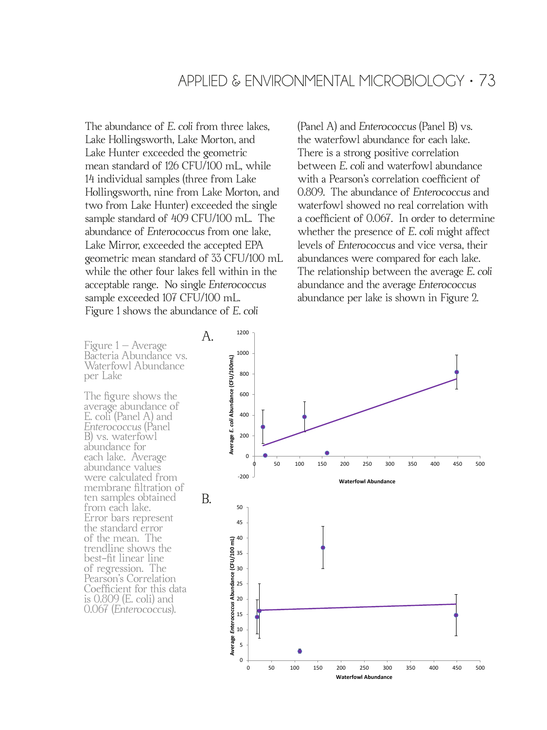The abundance of *E. coli* from three lakes, Lake Hollingsworth, Lake Morton, and Lake Hunter exceeded the geometric mean standard of 126 CFU/100 mL, while 14 individual samples (three from Lake Hollingsworth, nine from Lake Morton, and two from Lake Hunter) exceeded the single sample standard of 409 CFU/100 mL. The abundance of *Enterococcus* from one lake, Lake Mirror, exceeded the accepted EPA geometric mean standard of 33 CFU/100 mL while the other four lakes fell within in the acceptable range. No single *Enterococcus* sample exceeded 107 CFU/100 mL. Figure 1 shows the abundance of *E. coli* (Panel A) and *Enterococcus* (Panel B) vs. the waterfowl abundance for each lake. There is a strong positive correlation between *E. coli* and waterfowl abundance with a Pearson's correlation coefficient of 0.809. The abundance of *Enterococcus* and waterfowl showed no real correlation with a coefficient of 0.067. In order to determine whether the presence of *E. coli* might affect levels of *Enterococcus* and vice versa, their abundances were compared for each lake. The relationship between the average *E. coli* abundance and the average *Enterococcus* abundance per lake is shown in Figure 2.

Figure 1 – Average Bacteria Abundance vs. Waterfowl Abundance per Lake

The figure shows the average abundance of E. coli (Panel A) and *Enterococcus* (Panel B) vs. waterfowl abundance for each lake. Average abundance values were calculated from membrane filtration of ten samples obtained from each lake. Error bars represent the standard error of the mean. The trendline shows the best-fit linear line of regression. The Pearson's Correlation Coefficient for this data is 0.809 (E. coli) and 0.067 (*Enterococcus*).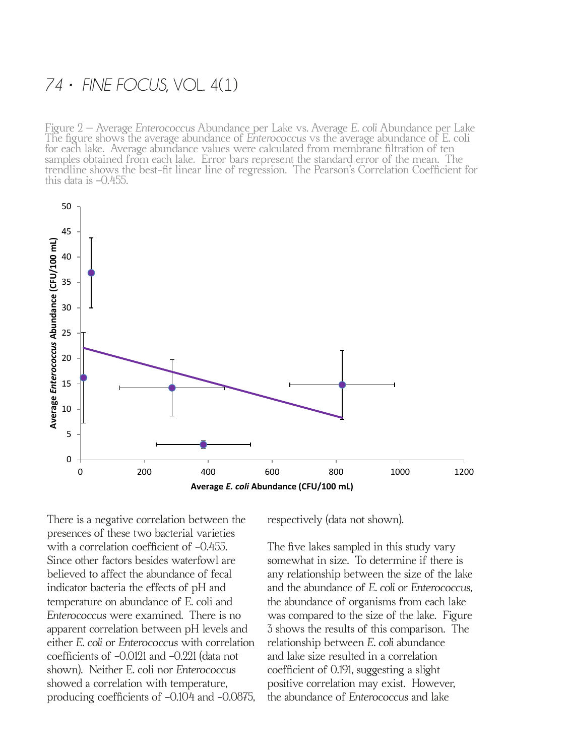Figure 2 – Average *Enterococcus* Abundance per Lake vs. Average *E. coli* Abundance per Lake
The figure shows the average abundance of *Enterococcus* vs the average abundance of E. coli for each lake. Average abundance values were calculated from membrane filtration of ten samples obtained from each lake. Error bars represent the standard error of the mean. The trendline shows the best-fit linear line of regression. The Pearson's Correlation Coefficient for this data is -0.455.

There is a negative correlation between the presences of these two bacterial varieties with a correlation coefficient of -0.455. Since other factors besides waterfowl are believed to affect the abundance of fecal indicator bacteria the effects of pH and temperature on abundance of E. coli and *Enterococcus* were examined. There is no apparent correlation between pH levels and either *E. coli* or *Enterococcus* with correlation coefficients of -0.0121 and -0.221 (data not shown). Neither E. coli nor *Enterococcus* showed a correlation with temperature, producing coefficients of -0.104 and -0.0875, respectively (data not shown).

The five lakes sampled in this study vary somewhat in size. To determine if there is any relationship between the size of the lake and the abundance of *E. coli* or *Enterococcus*, the abundance of organisms from each lake was compared to the size of the lake. Figure 3 shows the results of this comparison. The relationship between *E. coli* abundance and lake size resulted in a correlation coefficient of 0.191, suggesting a slight positive correlation may exist. However, the abundance of *Enterococcus* and lake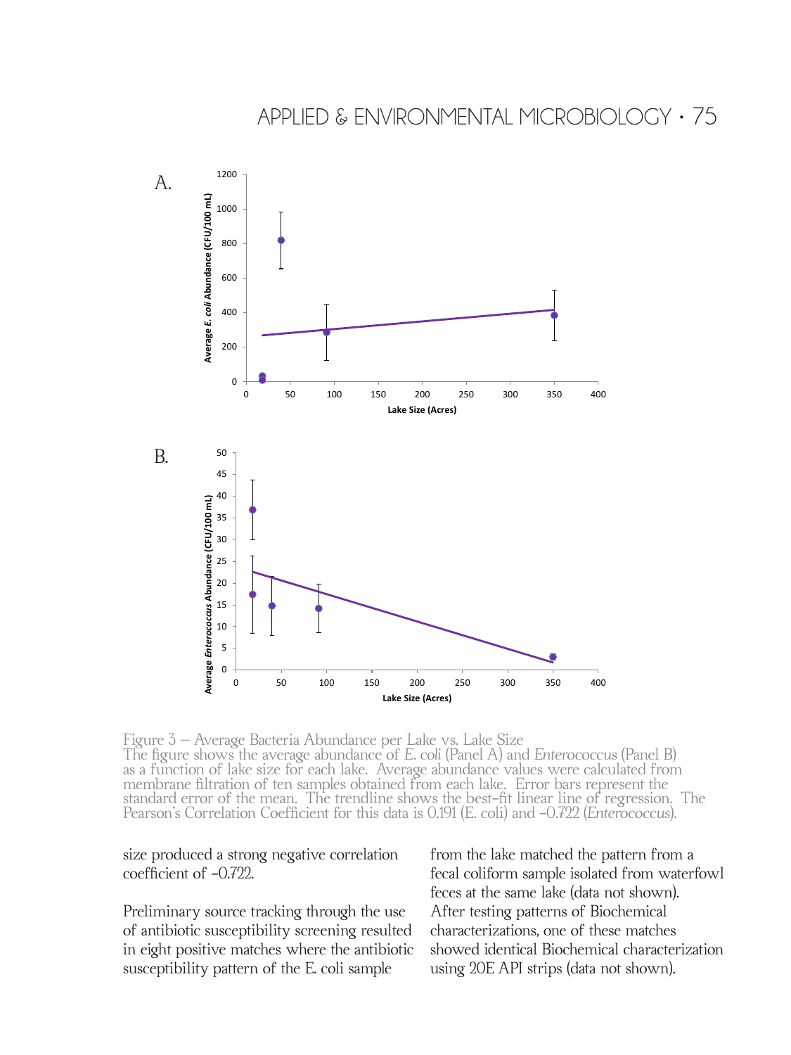Figure 3 – Average Bacteria Abundance per Lake vs. Lake Size
The figure shows the average abundance of *E. coli* (Panel A) and *Enterococcus* (Panel B) as a function of lake size for each lake. Average abundance values were calculated from membrane filtration of ten samples obtained from each lake. Error bars represent the standard error of the mean. The trendline shows the best-fit linear line of regression. The Pearson's Correlation Coefficient for this data is 0.191 (E. coli) and -0.722 (*Enterococcus*).

size produced a strong negative correlation coefficient of -0.722.

Preliminary source tracking through the use of antibiotic susceptibility screening resulted in eight positive matches where the antibiotic susceptibility pattern of the E. coli sample from the lake matched the pattern from a fecal coliform sample isolated from waterfowl feces at the same lake (data not shown). After testing patterns of Biochemical characterizations, one of these matches showed identical Biochemical characterization using 20E API strips (data not shown).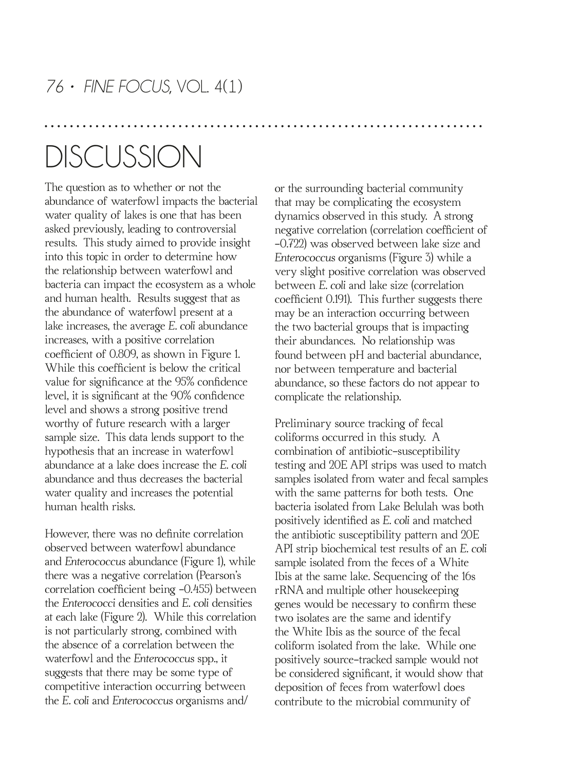# DISCUSSION

The question as to whether or not the abundance of waterfowl impacts the bacterial water quality of lakes is one that has been asked previously, leading to controversial results. This study aimed to provide insight into this topic in order to determine how the relationship between waterfowl and bacteria can impact the ecosystem as a whole and human health. Results suggest that as the abundance of waterfowl present at a lake increases, the average *E. coli* abundance increases, with a positive correlation coefficient of 0.809, as shown in Figure 1. While this coefficient is below the critical value for significance at the 95% confidence level, it is significant at the 90% confidence level and shows a strong positive trend worthy of future research with a larger sample size. This data lends support to the hypothesis that an increase in waterfowl abundance at a lake does increase the *E. coli* abundance and thus decreases the bacterial water quality and increases the potential human health risks.

However, there was no definite correlation observed between waterfowl abundance and *Enterococcus* abundance (Figure 1), while there was a negative correlation (Pearson's correlation coefficient being -0.455) between the *Enterococci* densities and *E. coli* densities at each lake (Figure 2). While this correlation is not particularly strong, combined with the absence of a correlation between the waterfowl and the *Enterococcus* spp., it suggests that there may be some type of competitive interaction occurring between the *E. coli* and *Enterococcus* organisms and/or the surrounding bacterial community that may be complicating the ecosystem dynamics observed in this study. A strong negative correlation (correlation coefficient of -0.722) was observed between lake size and *Enterococcus* organisms (Figure 3) while a very slight positive correlation was observed between *E. coli* and lake size (correlation coefficient 0.191). This further suggests there may be an interaction occurring between the two bacterial groups that is impacting their abundances. No relationship was found between pH and bacterial abundance, nor between temperature and bacterial abundance, so these factors do not appear to complicate the relationship.

Preliminary source tracking of fecal coliforms occurred in this study. A combination of antibiotic-susceptibility testing and 20E API strips was used to match samples isolated from water and fecal samples with the same patterns for both tests. One bacteria isolated from Lake Belulah was both positively identified as *E. coli* and matched the antibiotic susceptibility pattern and 20E API strip biochemical test results of an *E. coli* sample isolated from the feces of a White Ibis at the same lake. Sequencing of the 16s rRNA and multiple other housekeeping genes would be necessary to confirm these two isolates are the same and identify the White Ibis as the source of the fecal coliform isolated from the lake. While one positively source-tracked sample would not be considered significant, it would show that deposition of feces from waterfowl does contribute to the microbial community of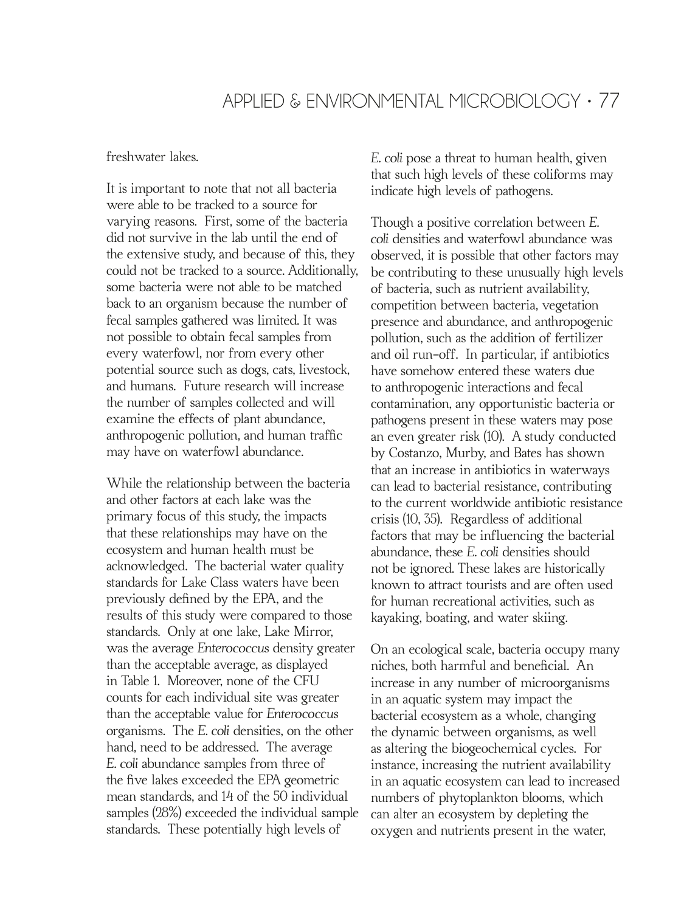freshwater lakes.

It is important to note that not all bacteria were able to be tracked to a source for varying reasons. First, some of the bacteria did not survive in the lab until the end of the extensive study, and because of this, they could not be tracked to a source. Additionally, some bacteria were not able to be matched back to an organism because the number of fecal samples gathered was limited. It was not possible to obtain fecal samples from every waterfowl, nor from every other potential source such as dogs, cats, livestock, and humans. Future research will increase the number of samples collected and will examine the effects of plant abundance, anthropogenic pollution, and human traffic may have on waterfowl abundance.

While the relationship between the bacteria and other factors at each lake was the primary focus of this study, the impacts that these relationships may have on the ecosystem and human health must be acknowledged. The bacterial water quality standards for Lake Class waters have been previously defined by the EPA, and the results of this study were compared to those standards. Only at one lake, Lake Mirror, was the average *Enterococcus* density greater than the acceptable average, as displayed in Table 1. Moreover, none of the CFU counts for each individual site was greater than the acceptable value for *Enterococcus* organisms. The *E. coli* densities, on the other hand, need to be addressed. The average *E. coli* abundance samples from three of the five lakes exceeded the EPA geometric mean standards, and 14 of the 50 individual samples (28%) exceeded the individual sample standards. These potentially high levels of *E. coli* pose a threat to human health, given that such high levels of these coliforms may indicate high levels of pathogens.

Though a positive correlation between *E. coli* densities and waterfowl abundance was observed, it is possible that other factors may be contributing to these unusually high levels of bacteria, such as nutrient availability, competition between bacteria, vegetation presence and abundance, and anthropogenic pollution, such as the addition of fertilizer and oil run-off. In particular, if antibiotics have somehow entered these waters due to anthropogenic interactions and fecal contamination, any opportunistic bacteria or pathogens present in these waters may pose an even greater risk (10). A study conducted by Costanzo, Murby, and Bates has shown that an increase in antibiotics in waterways can lead to bacterial resistance, contributing to the current worldwide antibiotic resistance crisis (10, 35). Regardless of additional factors that may be influencing the bacterial abundance, these *E. coli* densities should not be ignored. These lakes are historically known to attract tourists and are often used for human recreational activities, such as kayaking, boating, and water skiing.

On an ecological scale, bacteria occupy many niches, both harmful and beneficial. An increase in any number of microorganisms in an aquatic system may impact the bacterial ecosystem as a whole, changing the dynamic between organisms, as well as altering the biogeochemical cycles. For instance, increasing the nutrient availability in an aquatic ecosystem can lead to increased numbers of phytoplankton blooms, which can alter an ecosystem by depleting the oxygen and nutrients present in the water,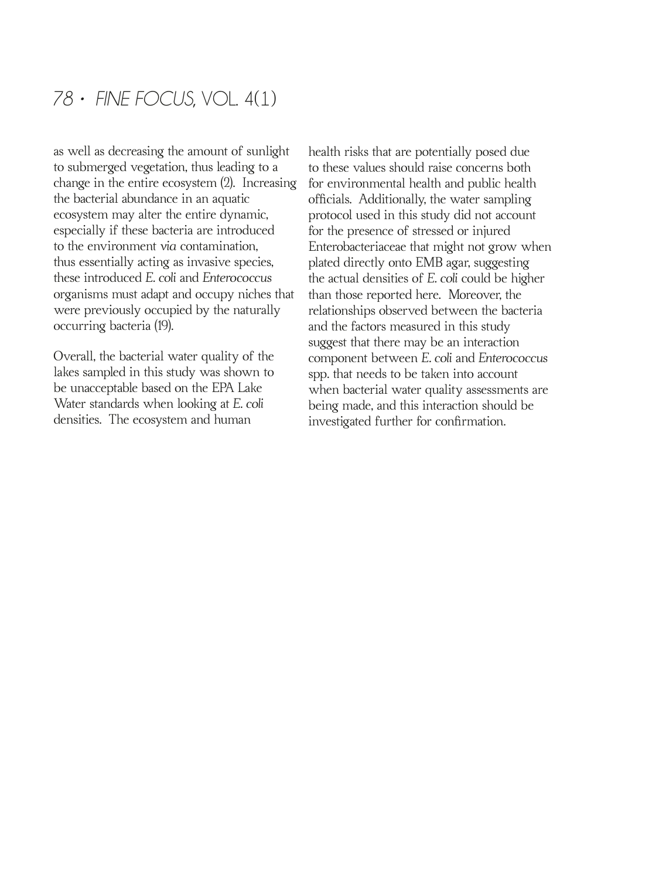as well as decreasing the amount of sunlight to submerged vegetation, thus leading to a change in the entire ecosystem (2). Increasing the bacterial abundance in an aquatic ecosystem may alter the entire dynamic, especially if these bacteria are introduced to the environment *via* contamination, thus essentially acting as invasive species, these introduced *E. coli* and *Enterococcus* organisms must adapt and occupy niches that were previously occupied by the naturally occurring bacteria (19).

Overall, the bacterial water quality of the lakes sampled in this study was shown to be unacceptable based on the EPA Lake Water standards when looking at *E. coli* densities. The ecosystem and human health risks that are potentially posed due to these values should raise concerns both for environmental health and public health officials. Additionally, the water sampling protocol used in this study did not account for the presence of stressed or injured Enterobacteriaceae that might not grow when plated directly onto EMB agar, suggesting the actual densities of *E. coli* could be higher than those reported here. Moreover, the relationships observed between the bacteria and the factors measured in this study suggest that there may be an interaction component between *E. coli* and *Enterococcus* spp. that needs to be taken into account when bacterial water quality assessments are being made, and this interaction should be investigated further for confirmation.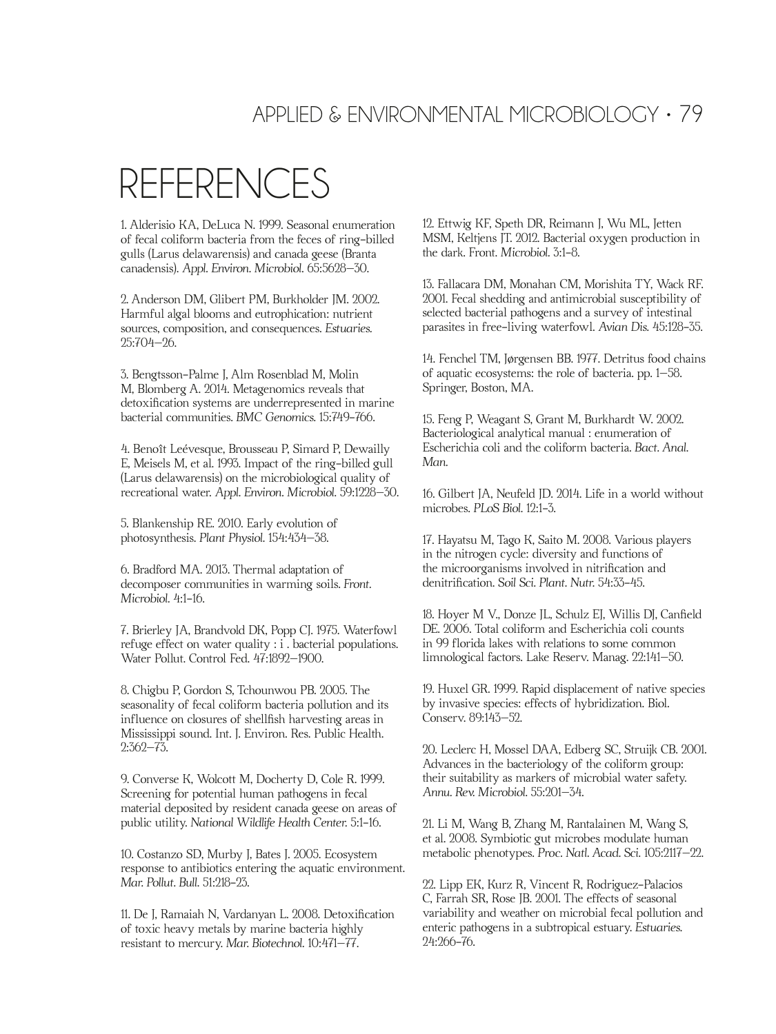# REFERENCES

1. Alderisio KA, DeLuca N. 1999. Seasonal enumeration of fecal coliform bacteria from the feces of ring-billed gulls (Larus delawarensis) and canada geese (Branta canadensis). *Appl. Environ. Microbiol.* 65:5628–30.

2. Anderson DM, Glibert PM, Burkholder JM. 2002. Harmful algal blooms and eutrophication: nutrient sources, composition, and consequences. *Estuaries.* 25:704–26.

3. Bengtsson-Palme J, Alm Rosenblad M, Molin M, Blomberg A. 2014. Metagenomics reveals that detoxification systems are underrepresented in marine bacterial communities. *BMC Genomics.* 15:749-766.

4. Benoît Leévesque, Brousseau P, Simard P, Dewailly E, Meisels M, et al. 1993. Impact of the ring-billed gull (Larus delawarensis) on the microbiological quality of recreational water. *Appl. Environ. Microbiol.* 59:1228–30.

5. Blankenship RE. 2010. Early evolution of photosynthesis. *Plant Physiol.* 154:434–38.

6. Bradford MA. 2013. Thermal adaptation of decomposer communities in warming soils. *Front. Microbiol.* 4:1-16.

7. Brierley JA, Brandvold DK, Popp CJ. 1975. Waterfowl refuge effect on water quality : i . bacterial populations. Water Pollut. Control Fed. 47:1892–1900.

8. Chigbu P, Gordon S, Tchounwou PB. 2005. The seasonality of fecal coliform bacteria pollution and its influence on closures of shellfish harvesting areas in Mississippi sound. Int. J. Environ. Res. Public Health. 2:362–73.

9. Converse K, Wolcott M, Docherty D, Cole R. 1999. Screening for potential human pathogens in fecal material deposited by resident canada geese on areas of public utility. *National Wildlife Health Center.* 5:1-16.

10. Costanzo SD, Murby J, Bates J. 2005. Ecosystem response to antibiotics entering the aquatic environment. *Mar. Pollut. Bull.* 51:218-23.

11. De J, Ramaiah N, Vardanyan L. 2008. Detoxification of toxic heavy metals by marine bacteria highly resistant to mercury. *Mar. Biotechnol.* 10:471–77.

12. Ettwig KF, Speth DR, Reimann J, Wu ML, Jetten MSM, Keltjens JT. 2012. Bacterial oxygen production in the dark. Front. *Microbiol.* 3:1-8.

13. Fallacara DM, Monahan CM, Morishita TY, Wack RF. 2001. Fecal shedding and antimicrobial susceptibility of selected bacterial pathogens and a survey of intestinal parasites in free-living waterfowl. *Avian Dis.* 45:128-35.

14. Fenchel TM, Jørgensen BB. 1977. Detritus food chains of aquatic ecosystems: the role of bacteria. pp. 1–58. Springer, Boston, MA.

15. Feng P, Weagant S, Grant M, Burkhardt W. 2002. Bacteriological analytical manual : enumeration of Escherichia coli and the coliform bacteria. *Bact. Anal. Man.*

16. Gilbert JA, Neufeld JD. 2014. Life in a world without microbes. *PLoS Biol.* 12:1-3.

17. Hayatsu M, Tago K, Saito M. 2008. Various players in the nitrogen cycle: diversity and functions of the microorganisms involved in nitrification and denitrification. *Soil Sci. Plant. Nutr.* 54:33-45.

18. Hoyer M V., Donze JL, Schulz EJ, Willis DJ, Canfield DE. 2006. Total coliform and Escherichia coli counts in 99 florida lakes with relations to some common limnological factors. Lake Reserv. Manag. 22:141–50.

19. Huxel GR. 1999. Rapid displacement of native species by invasive species: effects of hybridization. Biol. Conserv. 89:143–52.

20. Leclerc H, Mossel DAA, Edberg SC, Struijk CB. 2001. Advances in the bacteriology of the coliform group: their suitability as markers of microbial water safety. *Annu. Rev. Microbiol.* 55:201–34.

21. Li M, Wang B, Zhang M, Rantalainen M, Wang S, et al. 2008. Symbiotic gut microbes modulate human metabolic phenotypes. *Proc. Natl. Acad. Sci.* 105:2117–22.

22. Lipp EK, Kurz R, Vincent R, Rodriguez-Palacios C, Farrah SR, Rose JB. 2001. The effects of seasonal variability and weather on microbial fecal pollution and enteric pathogens in a subtropical estuary. *Estuaries.* 24:266-76.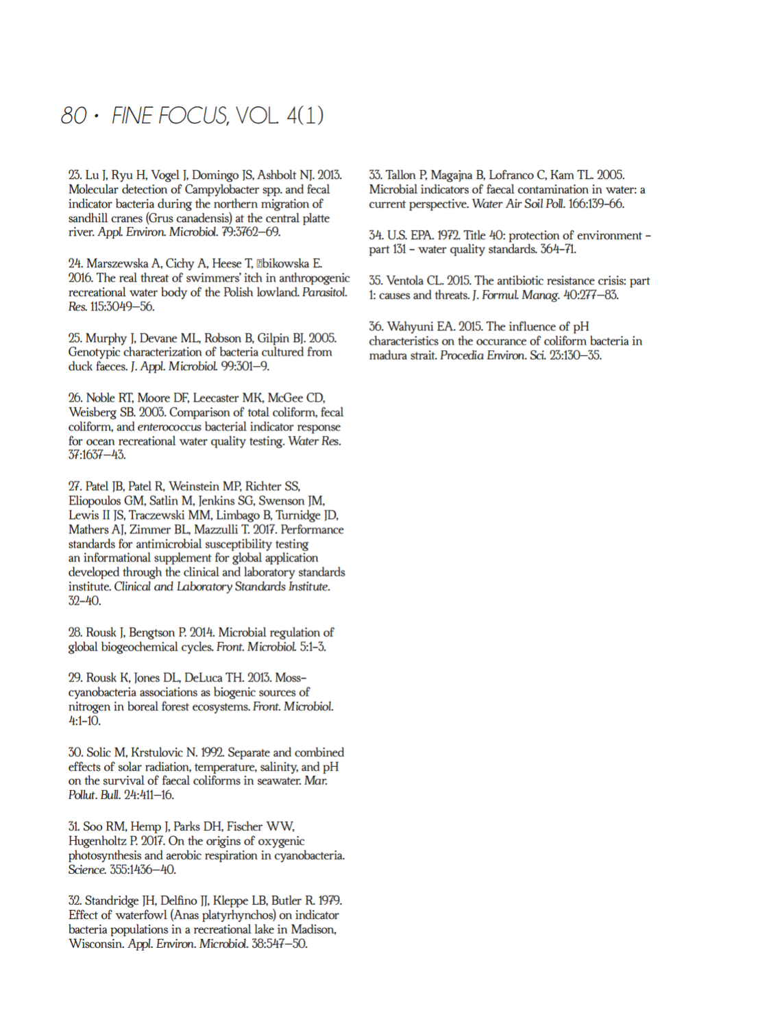23. Lu J, Ryu H, Vogel J, Domingo JS, Ashbolt NJ. 2013. Molecular detection of Campylobacter spp. and fecal indicator bacteria during the northern migration of sandhill cranes (Grus canadensis) at the central platte river. *Appl. Environ. Microbiol.* 79:3762–69.

24. Marszewska A, Cichy A, Heese T, Żbikowska E. 2016. The real threat of swimmers' itch in anthropogenic recreational water body of the Polish lowland. *Parasitol. Res.* 115:3049–56.

25. Murphy J, Devane ML, Robson B, Gilpin BJ. 2005. Genotypic characterization of bacteria cultured from duck faeces. *J. Appl. Microbiol.* 99:301–9.

26. Noble RT, Moore DF, Leecaster MK, McGee CD, Weisberg SB. 2003. Comparison of total coliform, fecal coliform, and *enterococcus* bacterial indicator response for ocean recreational water quality testing. *Water Res.* 37:1637–43.

27. Patel JB, Patel R, Weinstein MP, Richter SS, Eliopoulos GM, Satlin M, Jenkins SG, Swenson JM, Lewis II JS, Traczewski MM, Limbago B, Turnidge JD, Mathers AJ, Zimmer BL, Mazzulli T. 2017. Performance standards for antimicrobial susceptibility testing an informational supplement for global application developed through the clinical and laboratory standards institute. *Clinical and Laboratory Standards Institute.* 32–40.

28. Rousk J, Bengtson P. 2014. Microbial regulation of global biogeochemical cycles. *Front. Microbiol.* 5:1-3.

29. Rousk K, Jones DL, DeLuca TH. 2013. Moss-cyanobacteria associations as biogenic sources of nitrogen in boreal forest ecosystems. *Front. Microbiol.* 4:1-10.

30. Solic M, Krstulovic N. 1992. Separate and combined effects of solar radiation, temperature, salinity, and pH on the survival of faecal coliforms in seawater. *Mar. Pollut. Bull.* 24:411–16.

31. Soo RM, Hemp J, Parks DH, Fischer WW, Hugenholtz P. 2017. On the origins of oxygenic photosynthesis and aerobic respiration in cyanobacteria. *Science.* 355:1436–40.

32. Standridge JH, Delfino JJ, Kleppe LB, Butler R. 1979. Effect of waterfowl (Anas platyrhynchos) on indicator bacteria populations in a recreational lake in Madison, Wisconsin. *Appl. Environ. Microbiol.* 38:547–50.

33. Tallon P, Magajna B, Lofranco C, Kam TL. 2005. Microbial indicators of faecal contamination in water: a current perspective. *Water Air Soil Poll.* 166:139–66.

34. U.S. EPA. 1972. Title 40: protection of environment – part 131 – water quality standards. 364–71.

35. Ventola CL. 2015. The antibiotic resistance crisis: part 1: causes and threats. *J. Formul. Manag.* 40:277–83.

36. Wahyuni EA. 2015. The influence of pH characteristics on the occurance of coliform bacteria in madura strait. *Procedia Environ. Sci.* 23:130–35.